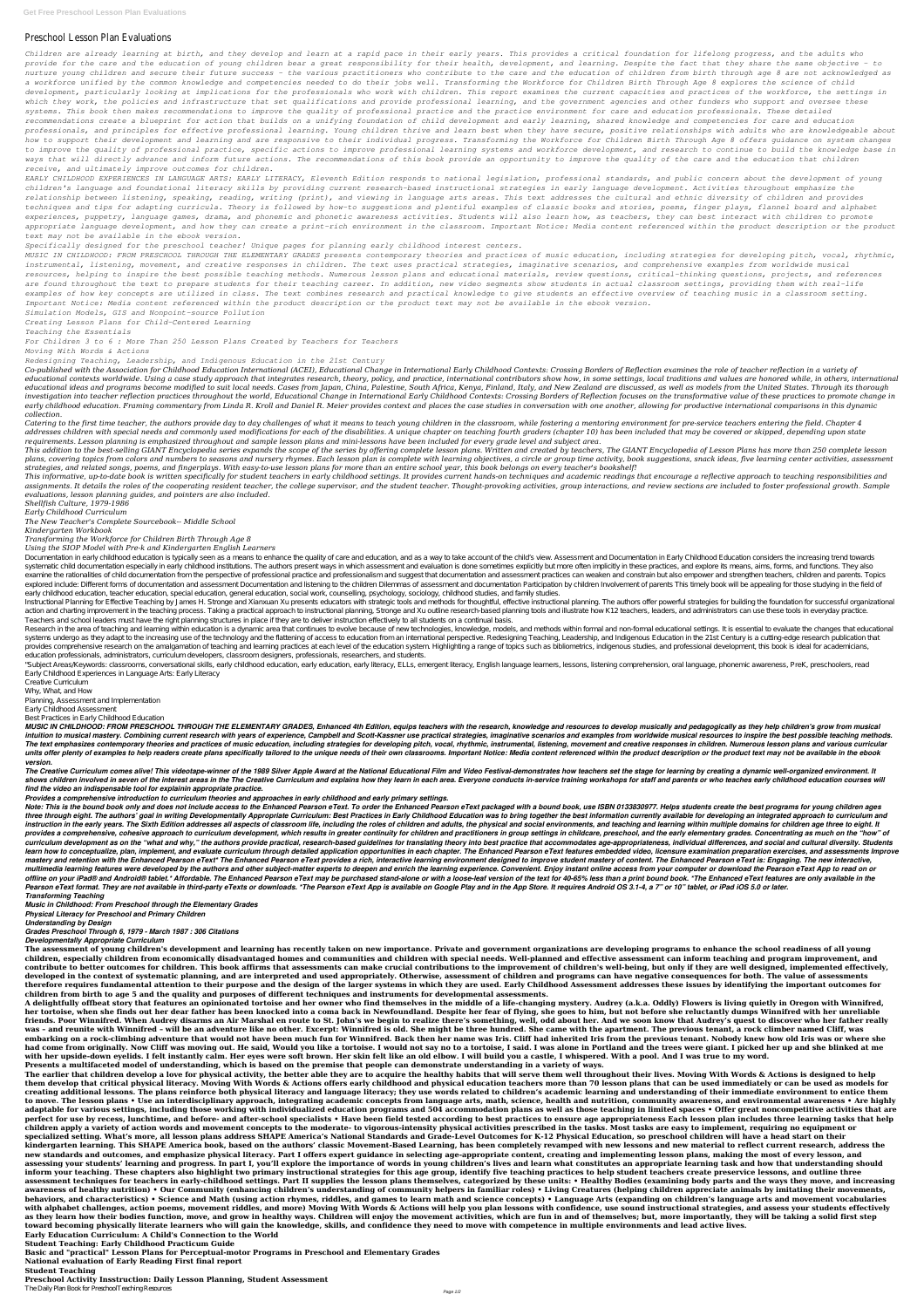# Preschool Lesson Plan Evaluations

*Children are already learning at birth, and they develop and learn at a rapid pace in their early years. This provides a critical foundation for lifelong progress, and the adults who provide for the care and the education of young children bear a great responsibility for their health, development, and learning. Despite the fact that they share the same objective - to nurture young children and secure their future success - the various practitioners who contribute to the care and the education of children from birth through age 8 are not acknowledged as a workforce unified by the common knowledge and competencies needed to do their jobs well. Transforming the Workforce for Children Birth Through Age 8 explores the science of child development, particularly looking at implications for the professionals who work with children. This report examines the current capacities and practices of the workforce, the settings in which they work, the policies and infrastructure that set qualifications and provide professional learning, and the government agencies and other funders who support and oversee these systems. This book then makes recommendations to improve the quality of professional practice and the practice environment for care and education professionals. These detailed recommendations create a blueprint for action that builds on a unifying foundation of child development and early learning, shared knowledge and competencies for care and education professionals, and principles for effective professional learning. Young children thrive and learn best when they have secure, positive relationships with adults who are knowledgeable about how to support their development and learning and are responsive to their individual progress. Transforming the Workforce for Children Birth Through Age 8 offers guidance on system changes to improve the quality of professional practice, specific actions to improve professional learning systems and workforce development, and research to continue to build the knowledge base in ways that will directly advance and inform future actions. The recommendations of this book provide an opportunity to improve the quality of the care and the education that children receive, and ultimately improve outcomes for children.*

*EARLY CHILDHOOD EXPERIENCES IN LANGUAGE ARTS: EARLY LITERACY, Eleventh Edition responds to national legislation, professional standards, and public concern about the development of young children's language and foundational literacy skills by providing current research-based instructional strategies in early language development. Activities throughout emphasize the relationship between listening, speaking, reading, writing (print), and viewing in language arts areas. This text addresses the cultural and ethnic diversity of children and provides techniques and tips for adapting curricula. Theory is followed by how-to suggestions and plentiful examples of classic books and stories, poems, finger plays, flannel board and alphabet experiences, puppetry, language games, drama, and phonemic and phonetic awareness activities. Students will also learn how, as teachers, they can best interact with children to promote appropriate language development, and how they can create a print-rich environment in the classroom. Important Notice: Media content referenced within the product description or the product text may not be available in the ebook version.*

*Specifically designed for the preschool teacher! Unique pages for planning early childhood interest centers.*

*MUSIC IN CHILDHOOD: FROM PRESCHOOL THROUGH THE ELEMENTARY GRADES presents contemporary theories and practices of music education, including strategies for developing pitch, vocal, rhythmic, instrumental, listening, movement, and creative responses in children. The text uses practical strategies, imaginative scenarios, and comprehensive examples from worldwide musical resources, helping to inspire the best possible teaching methods. Numerous lesson plans and educational materials, review questions, critical-thinking questions, projects, and references are found throughout the text to prepare students for their teaching career. In addition, new video segments show students in actual classroom settings, providing them with real-life examples of how key concepts are utilized in class. The text combines research and practical knowledge to give students an effective overview of teaching music in a classroom setting. Important Notice: Media content referenced within the product description or the product text may not be available in the ebook version.*

*Simulation Models, GIS and Nonpoint-source Pollution*

*Creating Lesson Plans for Child-Centered Learning*

*Teaching the Essentials*

*For Children 3 to 6 : More Than 250 Lesson Plans Created by Teachers for Teachers*

*Moving With Words & Actions*

*Redesigning Teaching, Leadership, and Indigenous Education in the 21st Century*

*Co-published with the Association for Childhood Education International (ACEI), Educational Change in International Early Childhood Contexts: Crossing Borders of Reflection examines the role of teacher reflection in a variety of educational contexts worldwide. Using a case study approach that integrates research, theory, policy, and practice, international contributors show how, in some settings, local traditions and values are honored while, in others, international educational ideas and programs become modified to suit local needs. Cases from Japan, China, Palestine, South Africa, Kenya, Finland, Italy, and New Zealand are discussed, as well as models from the United States. Through its thorough investigation into teacher reflection practices throughout the world, Educational Change in International Early Childhood Contexts: Crossing Borders of Reflection focuses on the transformative value of these practices to promote change in early childhood education. Framing commentary from Linda R. Kroll and Daniel R. Meier provides context and places the case studies in conversation with one another, allowing for productive international comparisons in this dynamic collection.*

*Catering to the first time teacher, the authors provide day to day challenges of what it means to teach young children in the classroom, while fostering a mentoring environment for pre-service teachers entering the field. Chapter 4 addresses children with special needs and commonly used modifications for each of the disabilities. A unique chapter on teaching fourth graders (chapter 10) has been included that may be covered or skipped, depending upon state requirements. Lesson planning is emphasized throughout and sample lesson plans and mini-lessons have been included for every grade level and subject area.*

*This addition to the best-selling GIANT Encyclopedia series expands the scope of the series by offering complete lesson plans. Written and created by teachers, The GIANT Encyclopedia of Lesson Plans has more than 250 complete lesson plans, covering topics from colors and numbers to seasons and nursery rhymes. Each lesson plan is complete with learning objectives, a circle or group time activity, book suggestions, snack ideas, five learning center activities, assessment strategies, and related songs, poems, and fingerplays. With easy-to-use lesson plans for more than an entire school year, this book belongs on every teacher's bookshelf!*

*This informative, up-to-date book is written specifically for student teachers in early childhood settings. It provides current hands-on techniques and academic readings that encourage a reflective approach to teaching responsibilities and assignments. It details the roles of the cooperating resident teacher, the college supervisor, and the student teacher. Thought-provoking activities, group interactions, and review sections are included to foster professional growth. Sample evaluations, lesson planning guides, and pointers are also included.*

*Shellfish Culture, 1979-1986*

*Early Childhood Curriculum*

*The New Teacher's Complete Sourcebook-- Middle School*

*Kindergarten Workbook*

*Transforming the Workforce for Children Birth Through Age 8*

*Using the SIOP Model with Pre-k and Kindergarten English Learners*

Documentation in early childhood education is typically seen as a means to enhance the quality of care and education, and as a way to take account of the child's view. Assessment and Documentation in Early Childhood Education considers the increasing trend towards systematic child documentation especially in early childhood institutions. The authors present ways in which assessment and evaluation is done sometimes explicitly but more often implicitly in these practices, and explore its means, aims, forms, and functions. They also examine the rationalities of child documentation from the perspective of professional practice and professionalism and suggest that documentation and assessment practices can weaken and constrain but also empower and strengthen teachers, children and parents. Topics explored include: Different forms of documentation and assessment Documentation and listening to the children Dilemmas of assessment and documentation Participation by children Involvement of parents This timely book will be appealing for those studying in the field of early childhood education, teacher education, special education, general education, social work, counselling, psychology, sociology, childhood studies, and family studies.

Instructional Planning for Effective Teaching by James H. Stronge and Xianxuan Xu presents educators with strategic tools and methods for thoughtful, effective instructional planning. The authors offer powerful strategies for building the foundation for successful organizational action and charting improvement in the teaching process. Taking a practical approach to instructional planning, Stronge and Xu outline research-based planning tools and illustrate how K12 teachers, leaders, and administrators can use these tools in everyday practice. Teachers and school leaders must have the right planning structures in place if they are to deliver instruction effectively to all students on a continual basis.

Research in the area of teaching and learning within education is a dynamic area that continues to evolve because of new technologies, knowledge, models, and methods within formal and non-formal educational settings. It is essential to evaluate the changes that educational systems undergo as they adapt to the increasing use of the technology and the flattening of access to education from an international perspective. Redesigning Teaching, Leadership, and Indigenous Education in the 21st Century is a cutting-edge research publication that provides comprehensive research on the amalgamation of teaching and learning practices at each level of the education system. Highlighting a range of topics such as bibliometrics, indigenous studies, and professional development, this book is ideal for academicians, education professionals, administrators, curriculum developers, classroom designers, professionals, researchers, and students.

"Subject Areas/Keywords: classrooms, conversational skills, early childhood education, early education, early literacy, ELLs, emergent literacy, English language learners, lessons, listening comprehension, oral language, phonemic awareness, PreK, preschoolers, read

Early Childhood Experiences in Language Arts: Early Literacy

Creative Curriculum

Why, What, and How

Planning, Assessment and Implementation

Early Childhood Assessment

Best Practices in Early Childhood Education

***MUSIC IN CHILDHOOD: FROM PRESCHOOL THROUGH THE ELEMENTARY GRADES, Enhanced 4th Edition, equips teachers with the research, knowledge and resources to develop musically and pedagogically as they help children's grow from musical intuition to musically mastery. Combining current research with years of experience, Campbell and Scott-Kassner use practical strategies, imaginative scenarios and examples from worldwide musical resources to inspire the best possible teaching methods. The text emphasizes contemporary theories and practices of music education, including strategies for developing pitch, vocal, rhythmic, instrumental, listening, movement and creative responses in children. Numerous lesson plans and various curricular units offer plenty of examples to help readers create plans specifically tailored to the unique needs of their own classrooms. Important Notice: Media content referenced within the product description or the product text may not be available in the ebook version.***

***The Creative Curriculum comes alive! This videotape-winner of the 1989 Silver Apple Award at the National Educational Film and Video Festival-demonstrates how teachers set the stage for learning by creating a dynamic well-organized environment. It shows children involved in seven of the interest areas in the The Creative Curriculum and explains how they learn in each area. Everyone conducts in-service training workshops for staff and parents or who teaches early childhood education courses will find the video an indispensable tool for explainin appropriate practice.***

***Provides a comprehensive introduction to curriculum theories and approaches in early childhood and early primary settings.***

***Note: This is the bound book only and does not include access to the Enhanced Pearson eText. To order the Enhanced Pearson eText packaged with a bound book, use ISBN 0133830977. Helps students create the best programs for young children ages three through eight. The authors' goal in writing Developmentally Appropriate Curriculum: Best Practices in Early Childhood Education was to bring together the best information currently available for developing an integrated approach to curriculum and instruction in the early years. The Sixth Edition addresses all aspects of classroom life, including the roles of children and adults, the physical and social environments, and teaching and learning within multiple domains for children age three to eight. It provides a comprehensive, cohesive approach to curriculum development, which results in greater continuity for children and practitioners in group settings in childcare, preschool, and the early elementary grades. Concentrating as much on the "how" of curriculum development as on the "what and why," the authors provide practical, research-based guidelines for translating theory into best practice that accommodates age-appropriateness, individual differences, and social and cultural diversity. Students learn how to conceptualize, plan, implement, and evaluate curriculum through detailed application opportunities in each chapter. The Enhanced Pearson eText features embedded video, licensure examination preparation exercises, and assessments Improve mastery and retention with the Enhanced Pearson eText* The Enhanced Pearson eText provides a rich, interactive learning environment designed to improve student mastery of content. The Enhanced Pearson eText is: Engaging. The new interactive, multimedia learning features were developed by the authors and other subject-matter experts to deepen and enrich the learning experience. Convenient. Enjoy instant online access from your computer or download the Pearson eText App to read on or offline on your iPad® and Android® tablet.* Affordable. The Enhanced Pearson eText may be purchased stand-alone or with a loose-leaf version of the text for 40-65% less than a print bound book. *The Enhanced eText features are only available in the Pearson eText format. They are not available in third-party eTexts or downloads. *The Pearson eText App is available on Google Play and in the App Store. It requires Android OS 3.1-4, a 7" or 10" tablet, or iPad iOS 5.0 or later.***

***Transforming Teaching***

***Music in Childhood: From Preschool through the Elementary Grades***

***Physical Literacy for Preschool and Primary Children***

***Understanding by Design***

***Grades Preschool Through 6, 1979 - March 1987 : 306 Citations***

***Developmentally Appropriate Curriculum***

**The assessment of young children's development and learning has recently taken on new importance. Private and government organizations are developing programs to enhance the school readiness of all young children, especially children from economically disadvantaged homes and communities and children with special needs. Well-planned and effective assessment can inform teaching and program improvement, and contribute to better outcomes for children. This book affirms that assessments can make crucial contributions to the improvement of children's well-being, but only if they are well designed, implemented effectively, developed in the context of systematic planning, and are interpreted and used appropriately. Otherwise, assessment of children and programs can have negative consequences for both. The value of assessments therefore requires fundamental attention to their purpose and the design of the larger systems in which they are used. Early Childhood Assessment addresses these issues by identifying the important outcomes for children from birth to age 5 and the quality and purposes of different techniques and instruments for developmental assessments.**

**A delightfully offbeat story that features an opinionated tortoise and her owner who find themselves in the middle of a life-changing mystery. Audrey (a.k.a. Oddly) Flowers is living quietly in Oregon with Winnifred, her tortoise, when she finds out her dear father has been knocked into a coma back in Newfoundland. Despite her fear of flying, she goes to him, but not before she reluctantly dumps Winnifred with her unreliable friends. Poor Winnifred. When Audrey disarms an Air Marshal en route to St. John's we begin to realize there's something, well, odd about her. And we soon know that Audrey's quest to discover who her father really was – and reunite with Winnifred – will be an adventure like no other. Excerpt: Winnifred is old. She might be three hundred. She came with the apartment. The previous tenant, a rock climber named Cliff, was embarking on a rock-climbing adventure that would not have been much fun for Winnifred. Back then her name was Iris. Cliff had inherited Iris from the previous tenant. Nobody knew how old Iris was or where she had come from originally. Now Cliff was moving out. He said, Would you like a tortoise. I would not say no to a tortoise, I said. I was alone in Portland and the trees were giant. I picked her up and she blinked at me with her upside-down eyelids. I felt instantly calm. Her eyes were soft brown. Her skin felt like an old elbow. I will build you a castle, I whispered. With a pool. And I was true to my word.**

**Presents a multifaceted model of understanding, which is based on the premise that people can demonstrate understanding in a variety of ways.**

**The earlier that children develop a love for physical activity, the better able they are to acquire the healthy habits that will serve them well throughout their lives. Moving With Words & Actions is designed to help them develop that critical physical literacy. Moving With Words & Actions offers early childhood and physical education teachers more than 70 lesson plans that can be used immediately or can be used as models for creating additional lessons. The plans reinforce both physical literacy and language literacy; they use words related to children's academic learning and understanding of their immediate environment to entice them to move. The lesson plans • Use an interdisciplinary approach, integrating academic concepts from language arts, math, science, health and nutrition, community awareness, and environmental awareness • Are highly adaptable for various settings, including those working with individualized education programs and 504 accommodation plans as well as those teaching in limited spaces • Offer great noncompetitive activities that are perfect for use by recess, lunchtime, and before- and after-school specialists • Have been field tested according to best practices to ensure age appropriateness Each lesson plan includes three learning tasks that help children apply a variety of action words and movement concepts to the moderate- to vigorous-intensity physical activities prescribed in the tasks. Most tasks are easy to implement, requiring no equipment or specialized setting. What's more, all lesson plans address SHAPE America's National Standards and Grade-Level Outcomes for K-12 Physical Education, so preschool children will have a head start on their kindergarten learning. This SHAPE America book, based on the authors' classic Movement-Based Learning, has been completely revamped with new lessons and new material to reflect current research, address the new standards and outcomes, and emphasize physical literacy. Part I offers expert guidance in selecting age-appropriate content, creating and implementing lesson plans, making the most of every lesson, and assessing your students' learning and progress. In part I, you'll explore the importance of words in young children's lives and learn what constitutes an appropriate learning task and how that understanding should inform your teaching. These chapters also highlight two primary instructional strategies for this age group, identify five teaching practices to help student teachers create preservice lessons, and outline three assessment techniques for teachers in early-childhood settings. Part II supplies the lesson plans themselves, categorized by these units: • Healthy Bodies (examining body parts and the ways they move, and increasing awareness of healthy nutrition) • Our Community (enhancing children's understanding of community helpers in familiar roles) • Living Creatures (helping children appreciate animals by imitating their movements, behaviors, and characteristics) • Science and Math (using action rhymes, riddles, and games to learn math and science concepts) • Language Arts (expanding on children's language arts and movement vocabularies with alphabet challenges, action poems, movement riddles, and more) Moving With Words & Actions will help you plan lessons with confidence, use sound instructional strategies, and assess your students effectively as they learn how their bodies function, move, and grow in healthy ways. Children will enjoy the movement activities, which are fun in and of themselves; but, more importantly, they will be taking a solid first step toward becoming physically literate learners who will gain the knowledge, skills, and confidence they need to move with competence in multiple environments and lead active lives.**

**Early Education Curriculum: A Child's Connection to the World**

**Student Teaching: Early Childhood Practicum Guide**

**Basic and "practical" Lesson Plans for Perceptual-motor Programs in Preschool and Elementary Grades**

**National evaluation of Early Reading First final report**

**Student Teaching**

**Preschool Activity Insstruction: Daily Lesson Planning, Student Assessment**

The Daily Plan Book for Preschool Teaching Resources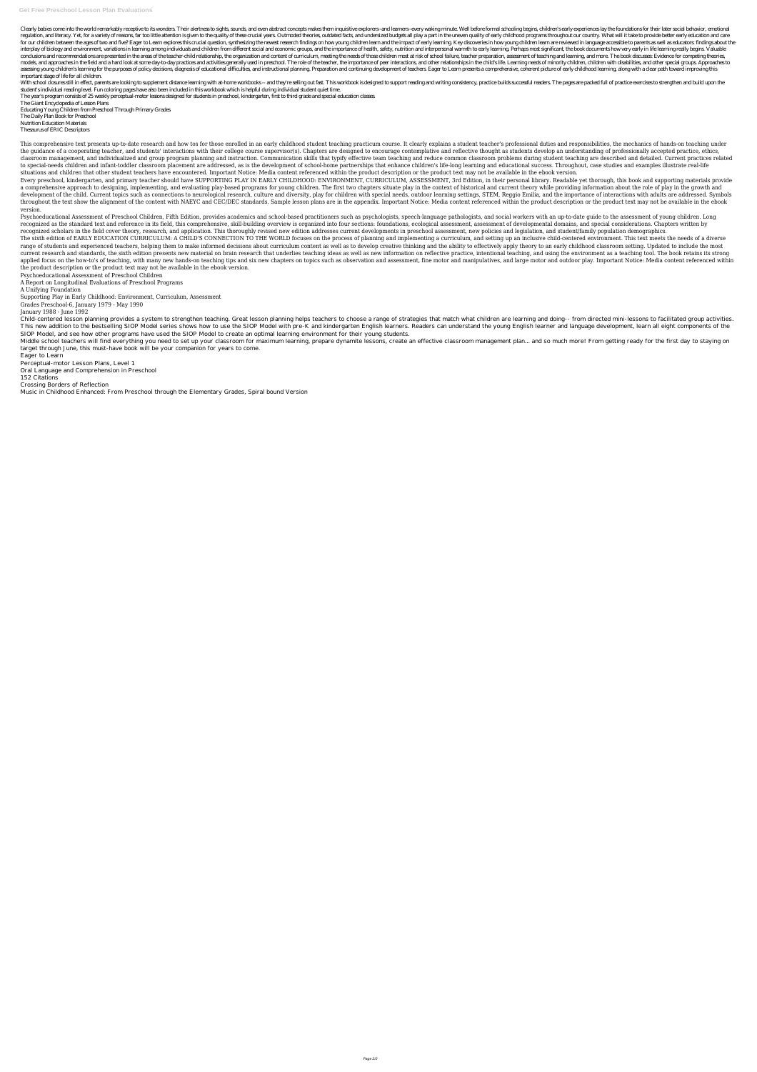Clearly babies come into the world remarkably receptive to its wonders. Their alertness to sights, sounds, and even abstract concepts makes them inquisitive explorers--and learners--every waking minute. Well before formal schooling begins, children's early experiences lay the foundations for their later social behavior, emotional regulation, and literacy. Yet, for a variety of reasons, far too little attention is given to the quality of these crucial years. Outmoded theories, outdated facts, and undersized budgets all play a part in the uneven quality of early childhood programs throughout our country. What will it take to provide better early education and care for our children between the ages of two and five? Eager to Learn explores this crucial question, synthesizing the newest research findings on how young children learn and the impact of early learning. Key discoveries in how young children learn are reviewed in language accessible to parents as well as educators: findings about the interplay of biology and environment, variations in learning among individuals and children from different social and economic groups, and the importance of health, safety, nutrition and interpersonal warmth to early learning. Perhaps most significant, the book documents how very early in life learning really begins. Valuable conclusions and recommendations are presented in the areas of the teacher-child relationship, the organization and content of curriculum, meeting the needs of those children most at risk of school failure, teacher preparation, assessment of teaching and learning, and more. The book discusses: Evidence for competing theories, models, and approaches in the field and a hard look at some day-to-day practices and activities generally used in preschool. The role of the teacher, the importance of peer interactions, and other relationships in the child's life. Learning needs of minority children, children with disabilities, and other special groups. Approaches to assessing young children's learning for the purposes of policy decisions, diagnosis of educational difficulties, and instructional planning. Preparation and continuing development of teachers. Eager to Learn presents a comprehensive, coherent picture of early childhood learning, along with a clear path toward improving this important stage of life for all children.

With school closures still in effect, parents are looking to supplement distance learning with at-home workbooks -- and they're selling out fast. This workbook is designed to support reading and writing consistency, practice builds successful readers. The pages are packed full of practice exercises to strengthen and build upon the student's individual reading level. Fun coloring pages have also been included in this workbook which is helpful during individual student quiet time.

The year's program consists of 25 weekly perceptual-motor lessons designed for students in preschool, kindergarten, first to third grade and special education classes.

The Giant Encyclopedia of Lesson Plans

Educating Young Children from Preschool Through Primary Grades

The Daily Plan Book for Preschool

Nutrition Education Materials

Thesaurus of ERIC Descriptors

This comprehensive text presents up-to-date research and how tos for those enrolled in an early childhood student teaching practicum course. It clearly explains a student teacher's professional duties and responsibilities, the mechanics of hands-on teaching under the guidance of a cooperating teacher, and students' interactions with their college course supervisor(s). Chapters are designed to encourage contemplative and reflective thought as students develop an understanding of professionally accepted practice, ethics, classroom management, and individualized and group program planning and instruction. Communication skills that typify effective team teaching and reduce common classroom problems during student teaching are described and detailed. Current practices related to special-needs children and infant-toddler classroom placement are addressed, as is the development of school-home partnerships that enhance children's life-long learning and educational success. Throughout, case studies and examples illustrate real-life situations and children that other student teachers have encountered. Important Notice: Media content referenced within the product description or the product text may not be available in the ebook version.

Every preschool, kindergarten, and primary teacher should have SUPPORTING PLAY IN EARLY CHILDHOOD: ENVIRONMENT, CURRICULUM, ASSESSMENT, 3rd Edition, in their personal library. Readable yet thorough, this book and supporting materials provide a comprehensive approach to designing, implementing, and evaluating play-based programs for young children. The first two chapters situate play in the context of historical and current theory while providing information about the role of play in the growth and development of the child. Current topics such as connections to neurological research, culture and diversity, play for children with special needs, outdoor learning settings, STEM, Reggio Emilia, and the importance of interactions with adults are addressed. Symbols throughout the text show the alignment of the content with NAEYC and CEC/DEC standards. Sample lesson plans are in the appendix. Important Notice: Media content referenced within the product description or the product text may not be available in the ebook version.

Psychoeducational Assessment of Preschool Children, Fifth Edition, provides academics and school-based practitioners such as psychologists, speech-language pathologists, and social workers with an up-to-date guide to the assessment of young children. Long recognized as the standard text and reference in its field, this comprehensive, skill-building overview is organized into four sections: foundations, ecological assessment, assessment of developmental domains, and special considerations. Chapters written by recognized scholars in the field cover theory, research, and application. This thoroughly revised new edition addresses current developments in preschool assessment, new policies and legislation, and student/family population demographics.

The sixth edition of EARLY EDUCATION CURRICULUM: A CHILD'S CONNECTION TO THE WORLD focuses on the process of planning and implementing a curriculum, and setting up an inclusive child-centered environment. This text meets the needs of a diverse range of students and experienced teachers, helping them to make informed decisions about curriculum content as well as to develop creative thinking and the ability to effectively apply theory to an early childhood classroom setting. Updated to include the most current research and standards, the sixth edition presents new material on brain research that underlies teaching ideas as well as new information on reflective practice, intentional teaching, and using the environment as a teaching tool. The book retains its strong applied focus on the how-to's of teaching, with many new hands-on teaching tips and six new chapters on topics such as observation and assessment, fine motor and manipulatives, and large motor and outdoor play. Important Notice: Media content referenced within the product description or the product text may not be available in the ebook version.

Psychoeducational Assessment of Preschool Children

A Report on Longitudinal Evaluations of Preschool Programs

A Unifying Foundation

Supporting Play in Early Childhood: Environment, Curriculum, Assessment

Grades Preschool-6, January 1979 - May 1990

January 1988 - June 1992

Child-centered lesson planning provides a system to strengthen teaching. Great lesson planning helps teachers to choose a range of strategies that match what children are learning and doing-- from directed mini-lessons to facilitated group activities.

This new addition to the bestselling SIOP Model series shows how to use the SIOP Model with pre-K and kindergarten English learners. Readers can understand the young English learner and language development, learn all eight components of the SIOP Model, and see how other programs have used the SIOP Model to create an optimal learning environment for their young students.

Middle school teachers will find everything you need to set up your classroom for maximum learning, prepare dynamite lessons, create an effective classroom management plan... and so much more! From getting ready for the first day to staying on target through June, this must-have book will be your companion for years to come.

Eager to Learn

Perceptual-motor Lesson Plans, Level 1

Oral Language and Comprehension in Preschool

152 Citations

Crossing Borders of Reflection

Music in Childhood Enhanced: From Preschool through the Elementary Grades, Spiral bound Version